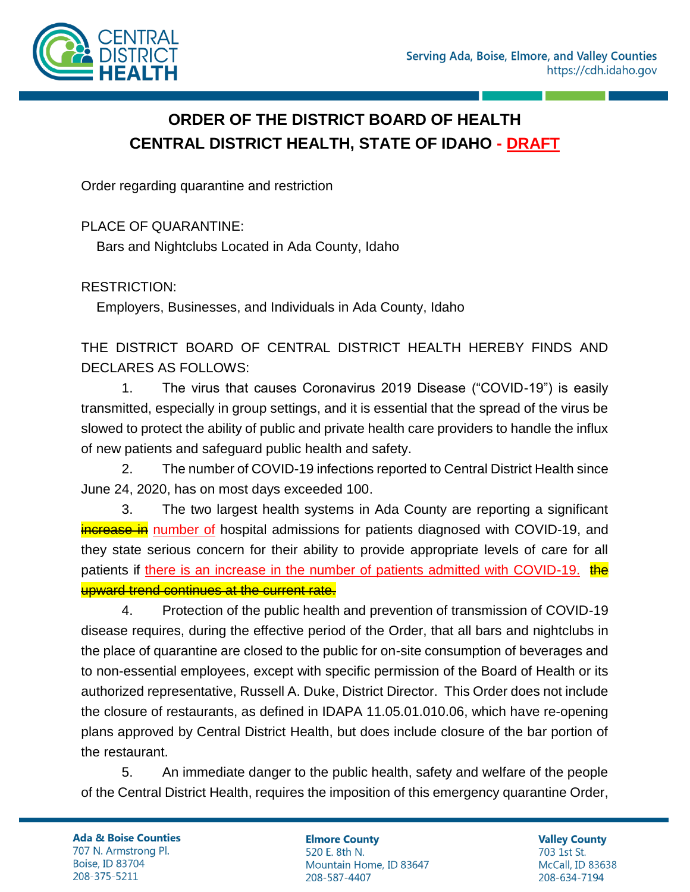# ORDER OF THE DISTRICT BOARD OF HEALTH
# CENTRAL DISTRICT HEALTH, STATE OF IDAHO - DRAFT

Order regarding quarantine and restriction

PLACE OF QUARANTINE:
Bars and Nightclubs Located in Ada County, Idaho

RESTRICTION:
Employers, Businesses, and Individuals in Ada County, Idaho

THE DISTRICT BOARD OF CENTRAL DISTRICT HEALTH HEREBY FINDS AND DECLARES AS FOLLOWS:

1. The virus that causes Coronavirus 2019 Disease ("COVID-19") is easily transmitted, especially in group settings, and it is essential that the spread of the virus be slowed to protect the ability of public and private health care providers to handle the influx of new patients and safeguard public health and safety.

2. The number of COVID-19 infections reported to Central District Health since June 24, 2020, has on most days exceeded 100.

3. The two largest health systems in Ada County are reporting a significant ~~increase in~~ number of hospital admissions for patients diagnosed with COVID-19, and they state serious concern for their ability to provide appropriate levels of care for all patients if there is an increase in the number of patients admitted with COVID-19. ~~the upward trend continues at the current rate.~~

4. Protection of the public health and prevention of transmission of COVID-19 disease requires, during the effective period of the Order, that all bars and nightclubs in the place of quarantine are closed to the public for on-site consumption of beverages and to non-essential employees, except with specific permission of the Board of Health or its authorized representative, Russell A. Duke, District Director. This Order does not include the closure of restaurants, as defined in IDAPA 11.05.01.010.06, which have re-opening plans approved by Central District Health, but does include closure of the bar portion of the restaurant.

5. An immediate danger to the public health, safety and welfare of the people of the Central District Health, requires the imposition of this emergency quarantine Order,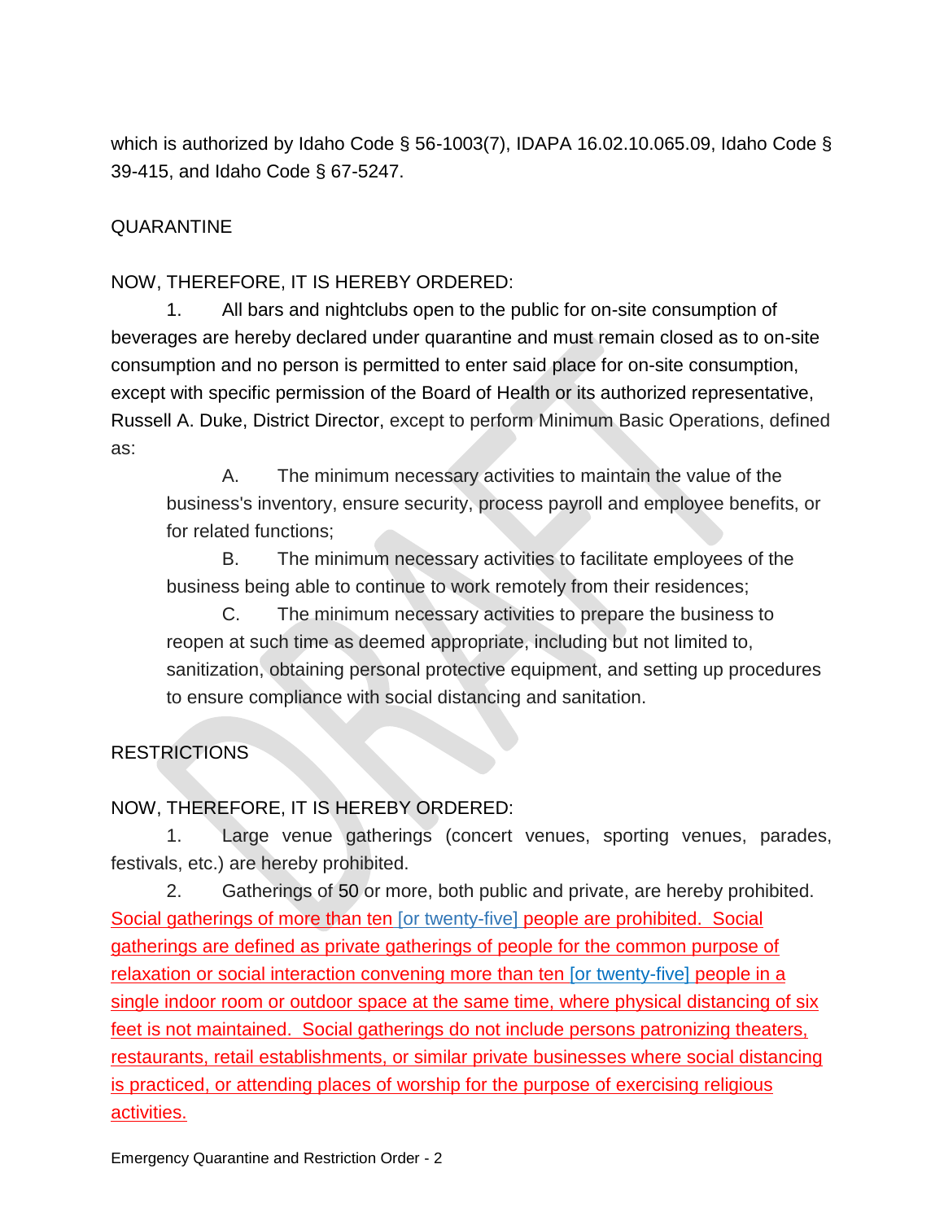which is authorized by Idaho Code § 56-1003(7), IDAPA 16.02.10.065.09, Idaho Code § 39-415, and Idaho Code § 67-5247.

QUARANTINE

NOW, THEREFORE, IT IS HEREBY ORDERED:

1. All bars and nightclubs open to the public for on-site consumption of beverages are hereby declared under quarantine and must remain closed as to on-site consumption and no person is permitted to enter said place for on-site consumption, except with specific permission of the Board of Health or its authorized representative, Russell A. Duke, District Director, except to perform Minimum Basic Operations, defined as:

   A. The minimum necessary activities to maintain the value of the business's inventory, ensure security, process payroll and employee benefits, or for related functions;

   B. The minimum necessary activities to facilitate employees of the business being able to continue to work remotely from their residences;

   C. The minimum necessary activities to prepare the business to reopen at such time as deemed appropriate, including but not limited to, sanitization, obtaining personal protective equipment, and setting up procedures to ensure compliance with social distancing and sanitation.

RESTRICTIONS

NOW, THEREFORE, IT IS HEREBY ORDERED:

1. Large venue gatherings (concert venues, sporting venues, parades, festivals, etc.) are hereby prohibited.

2. Gatherings of 50 or more, both public and private, are hereby prohibited. Social gatherings of more than ten [or twenty-five] people are prohibited. Social gatherings are defined as private gatherings of people for the common purpose of relaxation or social interaction convening more than ten [or twenty-five] people in a single indoor room or outdoor space at the same time, where physical distancing of six feet is not maintained. Social gatherings do not include persons patronizing theaters, restaurants, retail establishments, or similar private businesses where social distancing is practiced, or attending places of worship for the purpose of exercising religious activities.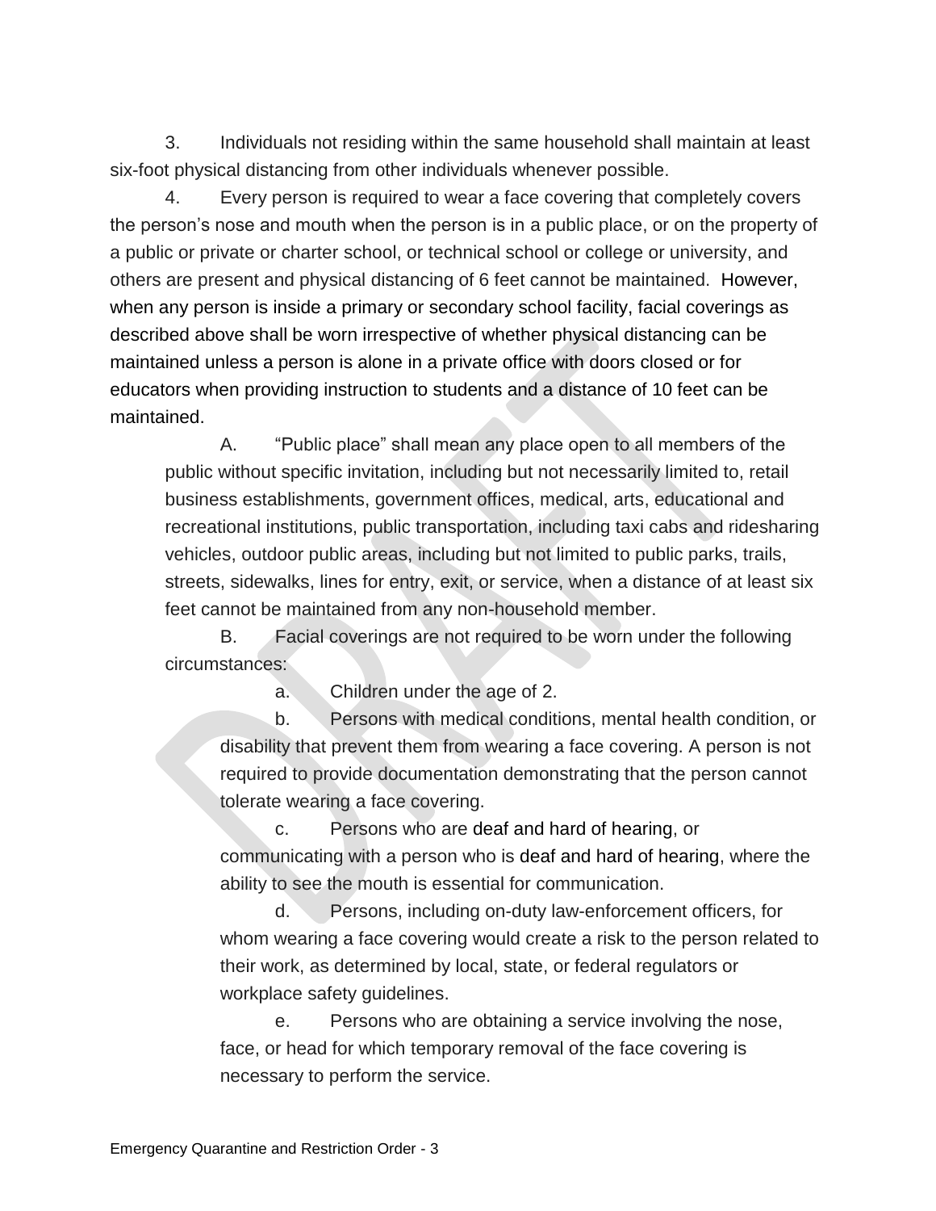3. Individuals not residing within the same household shall maintain at least six-foot physical distancing from other individuals whenever possible.

4. Every person is required to wear a face covering that completely covers the person's nose and mouth when the person is in a public place, or on the property of a public or private or charter school, or technical school or college or university, and others are present and physical distancing of 6 feet cannot be maintained. However, when any person is inside a primary or secondary school facility, facial coverings as described above shall be worn irrespective of whether physical distancing can be maintained unless a person is alone in a private office with doors closed or for educators when providing instruction to students and a distance of 10 feet can be maintained.

   A. "Public place" shall mean any place open to all members of the public without specific invitation, including but not necessarily limited to, retail business establishments, government offices, medical, arts, educational and recreational institutions, public transportation, including taxi cabs and ridesharing vehicles, outdoor public areas, including but not limited to public parks, trails, streets, sidewalks, lines for entry, exit, or service, when a distance of at least six feet cannot be maintained from any non-household member.

   B. Facial coverings are not required to be worn under the following circumstances:

      a. Children under the age of 2.

      b. Persons with medical conditions, mental health condition, or disability that prevent them from wearing a face covering. A person is not required to provide documentation demonstrating that the person cannot tolerate wearing a face covering.

      c. Persons who are deaf and hard of hearing, or communicating with a person who is deaf and hard of hearing, where the ability to see the mouth is essential for communication.

      d. Persons, including on-duty law-enforcement officers, for whom wearing a face covering would create a risk to the person related to their work, as determined by local, state, or federal regulators or workplace safety guidelines.

      e. Persons who are obtaining a service involving the nose, face, or head for which temporary removal of the face covering is necessary to perform the service.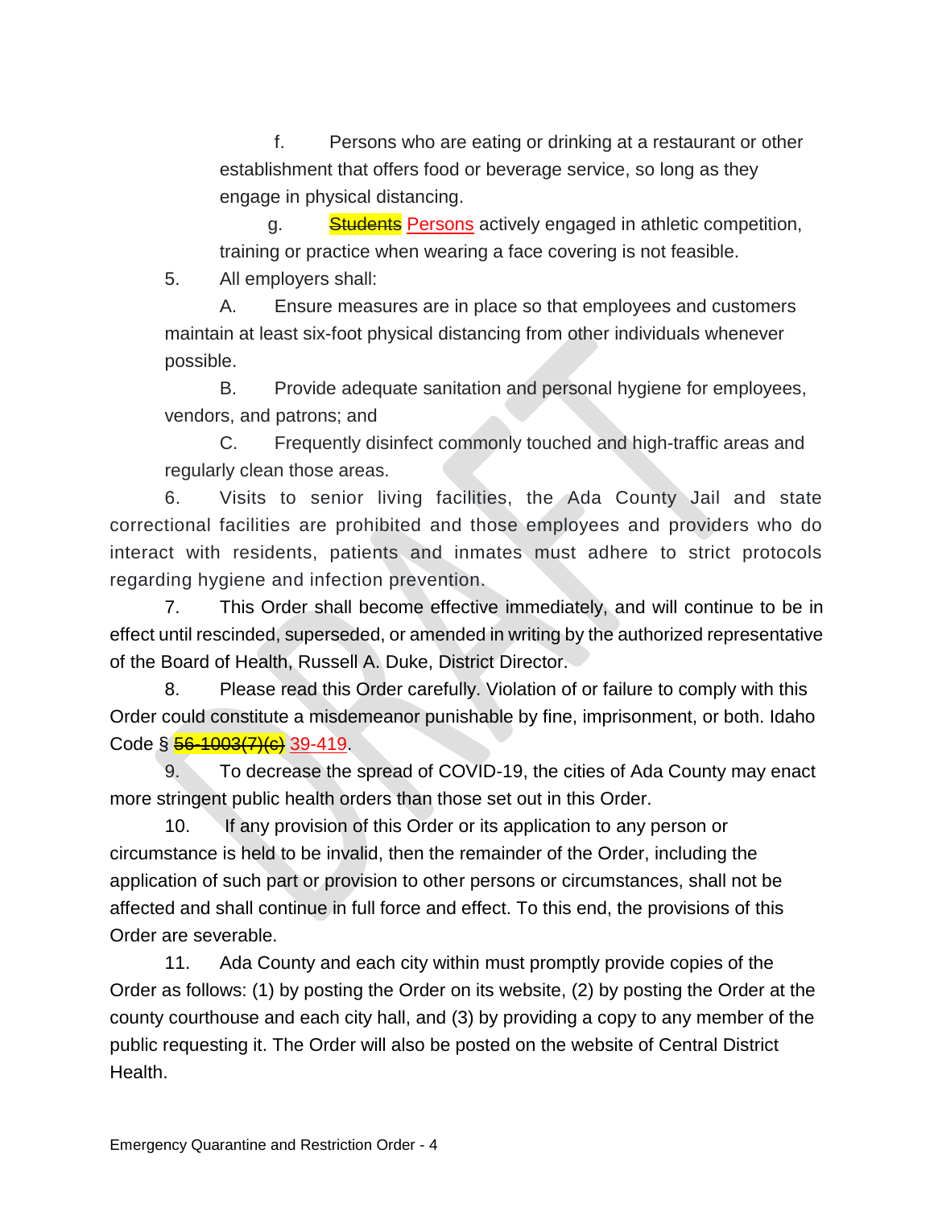f. Persons who are eating or drinking at a restaurant or other establishment that offers food or beverage service, so long as they engage in physical distancing.

g. ~~Students~~ Persons actively engaged in athletic competition, training or practice when wearing a face covering is not feasible.

5. All employers shall:

A. Ensure measures are in place so that employees and customers maintain at least six-foot physical distancing from other individuals whenever possible.

B. Provide adequate sanitation and personal hygiene for employees, vendors, and patrons; and

C. Frequently disinfect commonly touched and high-traffic areas and regularly clean those areas.

6. Visits to senior living facilities, the Ada County Jail and state correctional facilities are prohibited and those employees and providers who do interact with residents, patients and inmates must adhere to strict protocols regarding hygiene and infection prevention.

7. This Order shall become effective immediately, and will continue to be in effect until rescinded, superseded, or amended in writing by the authorized representative of the Board of Health, Russell A. Duke, District Director.

8. Please read this Order carefully. Violation of or failure to comply with this Order could constitute a misdemeanor punishable by fine, imprisonment, or both. Idaho Code § ~~56-1003(7)(c)~~ 39-419.

9. To decrease the spread of COVID-19, the cities of Ada County may enact more stringent public health orders than those set out in this Order.

10. If any provision of this Order or its application to any person or circumstance is held to be invalid, then the remainder of the Order, including the application of such part or provision to other persons or circumstances, shall not be affected and shall continue in full force and effect. To this end, the provisions of this Order are severable.

11. Ada County and each city within must promptly provide copies of the Order as follows: (1) by posting the Order on its website, (2) by posting the Order at the county courthouse and each city hall, and (3) by providing a copy to any member of the public requesting it. The Order will also be posted on the website of Central District Health.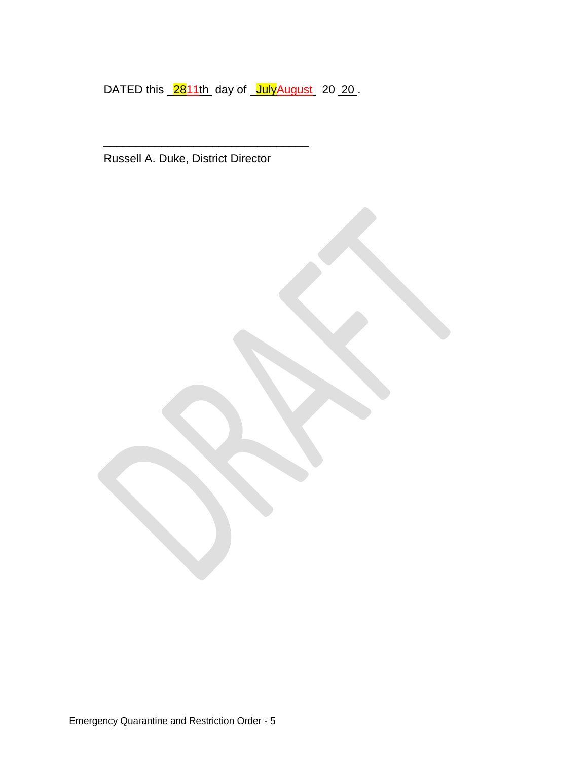DATED this ~~28~~11th day of ~~July~~August 20 20 .

\_\_\_\_\_\_\_\_\_\_\_\_\_\_\_\_\_\_\_\_\_\_\_\_\_\_\_\_\_\_\_\_\_\_

Russell A. Duke, District Director

DRAFT